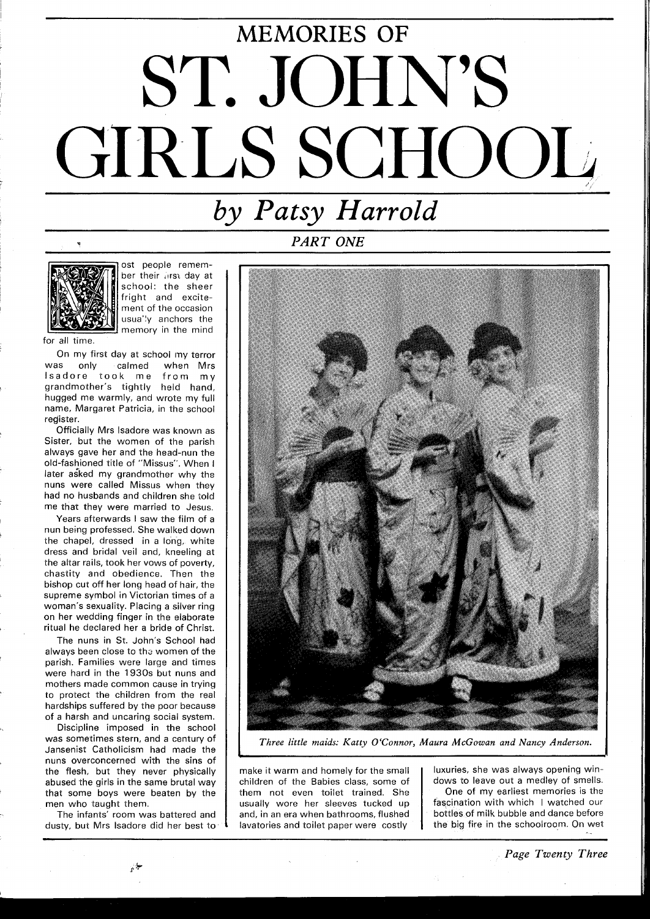# MEMORIES OF ST. JOHN'S GIRLS SCHOOL

## *by Patsy Harrold*

### *PART ONE*

Most people remember their first day at school: the sheer fright and excitement of the occasion usually anchors the memory in the mind for all time.

On my first day at school my terror was only calmed when Mrs Isadore took me from my grandmother's tightly held hand, hugged me warmly, and wrote my full name, Margaret Patricia, in the school register.

Officially Mrs Isadore was known as Sister, but the women of the parish always gave her and the head-nun the old-fashioned title of "Missus". When I later asked my grandmother why the nuns were called Missus when they had no husbands and children she told me that they were married to Jesus.

Years afterwards I saw the film of a nun being professed. She walked down the chapel, dressed in a long, white dress and bridal veil and, kneeling at the altar rails, took her vows of poverty, chastity and obedience. Then the bishop cut off her long head of hair, the supreme symbol in Victorian times of a woman's sexuality. Placing a silver ring on her wedding finger in the elaborate ritual he declared her a bride of Christ.

The nuns in St. John's School had always been close to the women of the parish. Families were large and times were hard in the 1930s but nuns and mothers made common cause in trying to protect the children from the real hardships suffered by the poor because of a harsh and uncaring social system.

Discipline imposed in the school was sometimes stern, and a century of Jansenist Catholicism had made the nuns overconcerned with the sins of the flesh, but they never physically abused the girls in the same brutal way that some boys were beaten by the men who taught them.

The infants' room was battered and dusty, but Mrs Isadore did her best to make it warm and homely for the small children of the Babies class, some of them not even toilet trained. She usually wore her sleeves tucked up and, in an era when bathrooms, flushed lavatories and toilet paper were costly luxuries, she was always opening windows to leave out a medley of smells.

One of my earliest memories is the fascination with which I watched our bottles of milk bubble and dance before the big fire in the schoolroom. On wet

*Three little maids: Katty O'Connor, Maura McGowan and Nancy Anderson.*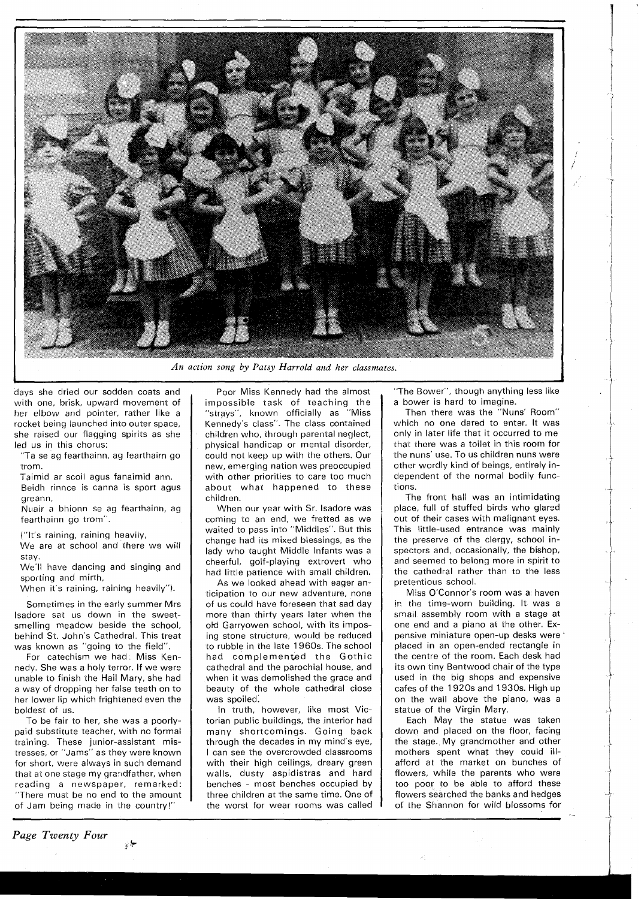*An action song by Patsy Harrold and her classmates.*

days she dried our sodden coats and with one, brisk, upward movement of her elbow and pointer, rather like a rocket being launched into outer space, she raised our flagging spirits as she led us in this chorus:

"Ta se ag fearthainn, ag fearthainn go trom.
Taimid ar scoil agus fanaimid ann.
Beidh rinnce is canna is sport agus greann,
Nuair a bhionn se ag fearthainn, ag fearthainn go trom".

("It's raining, raining heavily,
We are at school and there we will stay.
We'll have dancing and singing and sporting and mirth,
When it's raining, raining heavily").

Sometimes in the early summer Mrs Isadore sat us down in the sweet-smelling meadow beside the school, behind St. John's Cathedral. This treat was known as "going to the field".

For catechism we had Miss Kennedy. She was a holy terror. If we were unable to finish the Hail Mary, she had a way of dropping her false teeth on to her lower lip which frightened even the boldest of us.

To be fair to her, she was a poorly-paid substitute teacher, with no formal training. These junior-assistant mistresses, or "Jams" as they were known for short, were always in such demand that at one stage my grandfather, when reading a newspaper, remarked: "There must be no end to the amount of Jam being made in the country!"

Poor Miss Kennedy had the almost impossible task of teaching the "strays", known officially as "Miss Kennedy's class". The class contained children who, through parental neglect, physical handicap or mental disorder, could not keep up with the others. Our new, emerging nation was preoccupied with other priorities to care too much about what happened to these children.

When our year with Sr. Isadore was coming to an end, we fretted as we waited to pass into "Middies". But this change had its mixed blessings, as the lady who taught Middle Infants was a cheerful, golf-playing extrovert who had little patience with small children.

As we looked ahead with eager anticipation to our new adventure, none of us could have foreseen that sad day more than thirty years later when the old Garryowen school, with its imposing stone structure, would be reduced to rubble in the late 1960s. The school had complemented the Gothic cathedral and the parochial house, and when it was demolished the grace and beauty of the whole cathedral close was spoiled.

In truth, however, like most Victorian public buildings, the interior had many shortcomings. Going back through the decades in my mind's eye, I can see the overcrowded classrooms with their high ceilings, dreary green walls, dusty aspidistras and hard benches - most benches occupied by three children at the same time. One of the worst for wear rooms was called "The Bower", though anything less like a bower is hard to imagine.

Then there was the "Nuns' Room" which no one dared to enter. It was only in later life that it occurred to me that there was a toilet in this room for the nuns' use. To us children nuns were other wordly kind of beings, entirely independent of the normal bodily functions.

The front hall was an intimidating place, full of stuffed birds who glared out of their cases with malignant eyes. This little-used entrance was mainly the preserve of the clergy, school inspectors and, occasionally, the bishop, and seemed to belong more in spirit to the cathedral rather than to the less pretentious school.

Miss O'Connor's room was a haven in the time-worn building. It was a small assembly room with a stage at one end and a piano at the other. Expensive miniature open-up desks were placed in an open-ended rectangle in the centre of the room. Each desk had its own tiny Bentwood chair of the type used in the big shops and expensive cafes of the 1920s and 1930s. High up on the wall above the piano, was a statue of the Virgin Mary.

Each May the statue was taken down and placed on the floor, facing the stage. My grandmother and other mothers spent what they could ill-afford at the market on bunches of flowers, while the parents who were too poor to be able to afford these flowers searched the banks and hedges of the Shannon for wild blossoms for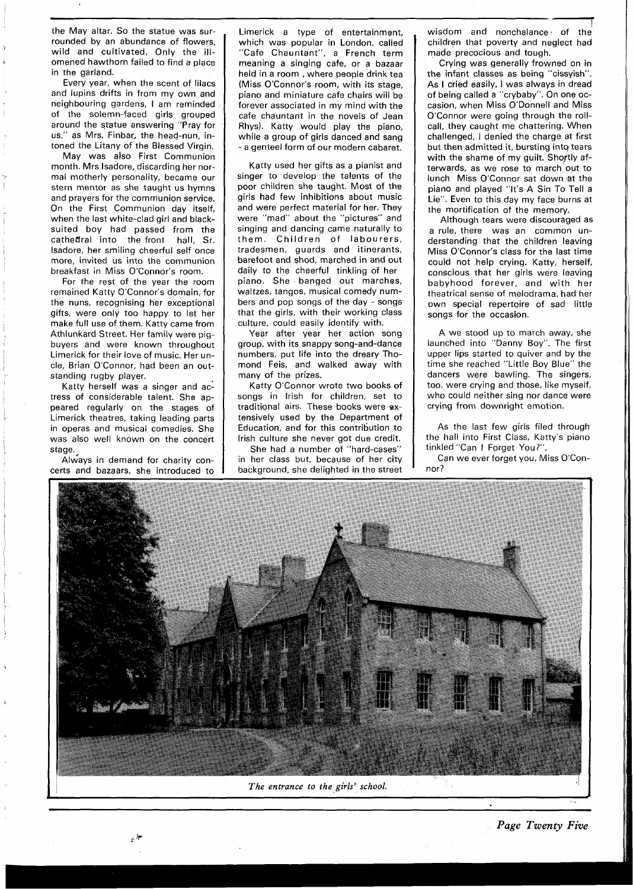the May altar. So the statue was surrounded by an abundance of flowers, wild and cultivated. Only the ill-omened hawthorn failed to find a place in the garland.

Every year, when the scent of lilacs and lupins drifts in from my own and neighbouring gardens, I am reminded of the solemn-faced girls grouped around the statue answering "Pray for us," as Mrs. Finbar, the head-nun, intoned the Litany of the Blessed Virgin.

May was also First Communion month. Mrs Isadore, discarding her normal motherly personality, became our stern mentor as she taught us hymns and prayers for the communion service. On the First Communion day itself, when the last white-clad girl and black-suited boy had passed from the cathedral into the front hall, Sr. Isadore, her smiling cheerful self once more, invited us into the communion breakfast in Miss O'Connor's room.

For the rest of the year the room remained Katty O'Connor's domain, for the nuns, recognising her exceptional gifts, were only too happy to let her make full use of them. Katty came from Athlunkard Street. Her family were pig-buyers and were known throughout Limerick for their love of music. Her uncle, Brian O'Connor, had been an outstanding rugby player.

Katty herself was a singer and actress of considerable talent. She appeared regularly on the stages of Limerick theatres, taking leading parts in operas and musical comedies. She was also well known on the concert stage.

Always in demand for charity concerts and bazaars, she introduced to Limerick a type of entertainment, which was popular in London, called "Cafe Chauntant", a French term meaning a singing cafe, or a bazaar held in a room , where people drink tea (Miss O'Connor's room, with its stage, piano and miniature cafe chairs will be forever associated in my mind with the cafe chauntant in the novels of Jean Rhys). Katty would play the piano, while a group of girls danced and sang - a genteel form of our modern cabaret.

Katty used her gifts as a pianist and singer to develop the talents of the poor children she taught. Most of the girls had few inhibitions about music and were perfect material for her. They were "mad" about the "pictures" and singing and dancing came naturally to them. Children of labourers, tradesmen, guards and itinerants, barefoot and shod, marched in and out daily to the cheerful tinkling of her piano. She banged out marches, waltzes, tangos, musical comedy numbers and pop songs of the day - songs that the girls, with their working class culture, could easily identify with.

Year after year her action song group, with its snappy song-and-dance numbers, put life into the dreary Thomond Feis, and walked away with many of the prizes.

Katty O'Connor wrote two books of songs in Irish for children, set to traditional airs. These books were extensively used by the Department of Education, and for this contribution to Irish culture she never got due credit.

She had a number of "hard-cases" in her class but, because of her city background, she delighted in the street wisdom and nonchalance of the children that poverty and neglect had made precocious and tough.

Crying was generally frowned on in the infant classes as being "cissyish". As I cried easily, I was always in dread of being called a "crybaby". On one occasion, when Miss O'Donnell and Miss O'Connor were going through the roll-call, they caught me chattering. When challenged, I denied the charge at first but then admitted it, bursting into tears with the shame of my guilt. Shortly afterwards, as we rose to march out to lunch Miss O'Connor sat down at the piano and played "It's A Sin To Tell a Lie". Even to this day my face burns at the mortification of the memory.

Although tears were discouraged as a rule, there was an common understanding that the children leaving Miss O'Connor's class for the last time could not help crying. Katty, herself, conscious that her girls were leaving babyhood forever, and with her theatrical sense of melodrama, had her own special repertoire of sad little songs for the occasion.

A we stood up to march away, she launched into "Danny Boy". The first upper lips started to quiver and by the time she reached "Little Boy Blue" the dancers were bawling. The singers, too, were crying and those, like myself, who could neither sing nor dance were crying from downright emotion.

As the last few girls filed through the hall into First Class, Katty's piano tinkled "Can I Forget You?".

Can we ever forget you, Miss O'Connor?

*The entrance to the girls' school.*